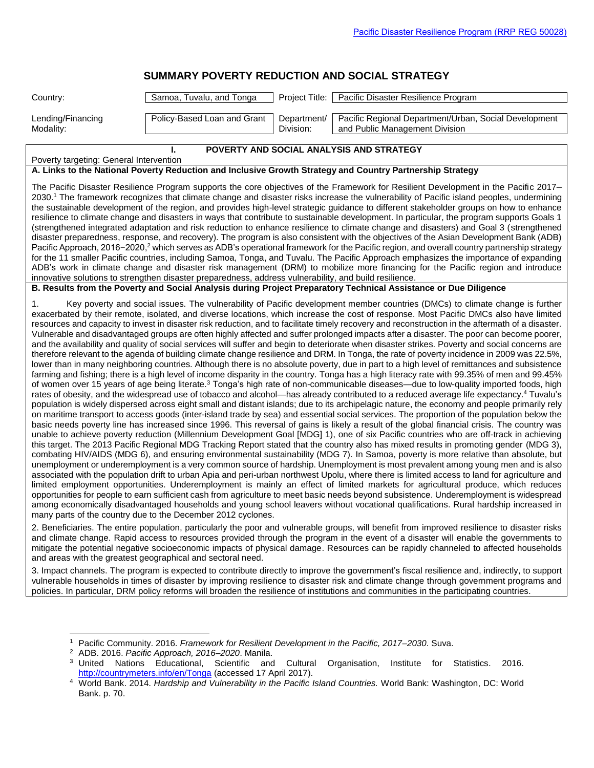Pacific Disaster Resilience Program (RRP REG 50028)

# SUMMARY POVERTY REDUCTION AND SOCIAL STRATEGY

| Country: | Samoa, Tuvalu, and Tonga | Project Title: | Pacific Disaster Resilience Program |
|---|---|---|---|
| Lending/Financing Modality: | Policy-Based Loan and Grant | Department/ Division: | Pacific Regional Department/Urban, Social Development and Public Management Division |

## I. POVERTY AND SOCIAL ANALYSIS AND STRATEGY

Poverty targeting: General Intervention

### A. Links to the National Poverty Reduction and Inclusive Growth Strategy and Country Partnership Strategy

The Pacific Disaster Resilience Program supports the core objectives of the Framework for Resilient Development in the Pacific 2017–2030.[1] The framework recognizes that climate change and disaster risks increase the vulnerability of Pacific island peoples, undermining the sustainable development of the region, and provides high-level strategic guidance to different stakeholder groups on how to enhance resilience to climate change and disasters in ways that contribute to sustainable development. In particular, the program supports Goals 1 (strengthened integrated adaptation and risk reduction to enhance resilience to climate change and disasters) and Goal 3 (strengthened disaster preparedness, response, and recovery). The program is also consistent with the objectives of the Asian Development Bank (ADB) Pacific Approach, 2016−2020,[2] which serves as ADB's operational framework for the Pacific region, and overall country partnership strategy for the 11 smaller Pacific countries, including Samoa, Tonga, and Tuvalu. The Pacific Approach emphasizes the importance of expanding ADB's work in climate change and disaster risk management (DRM) to mobilize more financing for the Pacific region and introduce innovative solutions to strengthen disaster preparedness, address vulnerability, and build resilience.

### B. Results from the Poverty and Social Analysis during Project Preparatory Technical Assistance or Due Diligence

1. Key poverty and social issues. The vulnerability of Pacific development member countries (DMCs) to climate change is further exacerbated by their remote, isolated, and diverse locations, which increase the cost of response. Most Pacific DMCs also have limited resources and capacity to invest in disaster risk reduction, and to facilitate timely recovery and reconstruction in the aftermath of a disaster. Vulnerable and disadvantaged groups are often highly affected and suffer prolonged impacts after a disaster. The poor can become poorer, and the availability and quality of social services will suffer and begin to deteriorate when disaster strikes. Poverty and social concerns are therefore relevant to the agenda of building climate change resilience and DRM. In Tonga, the rate of poverty incidence in 2009 was 22.5%, lower than in many neighboring countries. Although there is no absolute poverty, due in part to a high level of remittances and subsistence farming and fishing; there is a high level of income disparity in the country. Tonga has a high literacy rate with 99.35% of men and 99.45% of women over 15 years of age being literate.[3] Tonga's high rate of non-communicable diseases—due to low-quality imported foods, high rates of obesity, and the widespread use of tobacco and alcohol—has already contributed to a reduced average life expectancy.[4] Tuvalu's population is widely dispersed across eight small and distant islands; due to its archipelagic nature, the economy and people primarily rely on maritime transport to access goods (inter-island trade by sea) and essential social services. The proportion of the population below the basic needs poverty line has increased since 1996. This reversal of gains is likely a result of the global financial crisis. The country was unable to achieve poverty reduction (Millennium Development Goal [MDG] 1), one of six Pacific countries who are off-track in achieving this target. The 2013 Pacific Regional MDG Tracking Report stated that the country also has mixed results in promoting gender (MDG 3), combating HIV/AIDS (MDG 6), and ensuring environmental sustainability (MDG 7). In Samoa, poverty is more relative than absolute, but unemployment or underemployment is a very common source of hardship. Unemployment is most prevalent among young men and is also associated with the population drift to urban Apia and peri-urban northwest Upolu, where there is limited access to land for agriculture and limited employment opportunities. Underemployment is mainly an effect of limited markets for agricultural produce, which reduces opportunities for people to earn sufficient cash from agriculture to meet basic needs beyond subsistence. Underemployment is widespread among economically disadvantaged households and young school leavers without vocational qualifications. Rural hardship increased in many parts of the country due to the December 2012 cyclones.

2. Beneficiaries. The entire population, particularly the poor and vulnerable groups, will benefit from improved resilience to disaster risks and climate change. Rapid access to resources provided through the program in the event of a disaster will enable the governments to mitigate the potential negative socioeconomic impacts of physical damage. Resources can be rapidly channeled to affected households and areas with the greatest geographical and sectoral need.

3. Impact channels. The program is expected to contribute directly to improve the government's fiscal resilience and, indirectly, to support vulnerable households in times of disaster by improving resilience to disaster risk and climate change through government programs and policies. In particular, DRM policy reforms will broaden the resilience of institutions and communities in the participating countries.

---

[1] Pacific Community. 2016. *Framework for Resilient Development in the Pacific, 2017–2030*. Suva.

[2] ADB. 2016. *Pacific Approach, 2016–2020*. Manila.

[3] United Nations Educational, Scientific and Cultural Organisation, Institute for Statistics. 2016. http://countrymeters.info/en/Tonga (accessed 17 April 2017).

[4] World Bank. 2014. *Hardship and Vulnerability in the Pacific Island Countries.* World Bank: Washington, DC: World Bank. p. 70.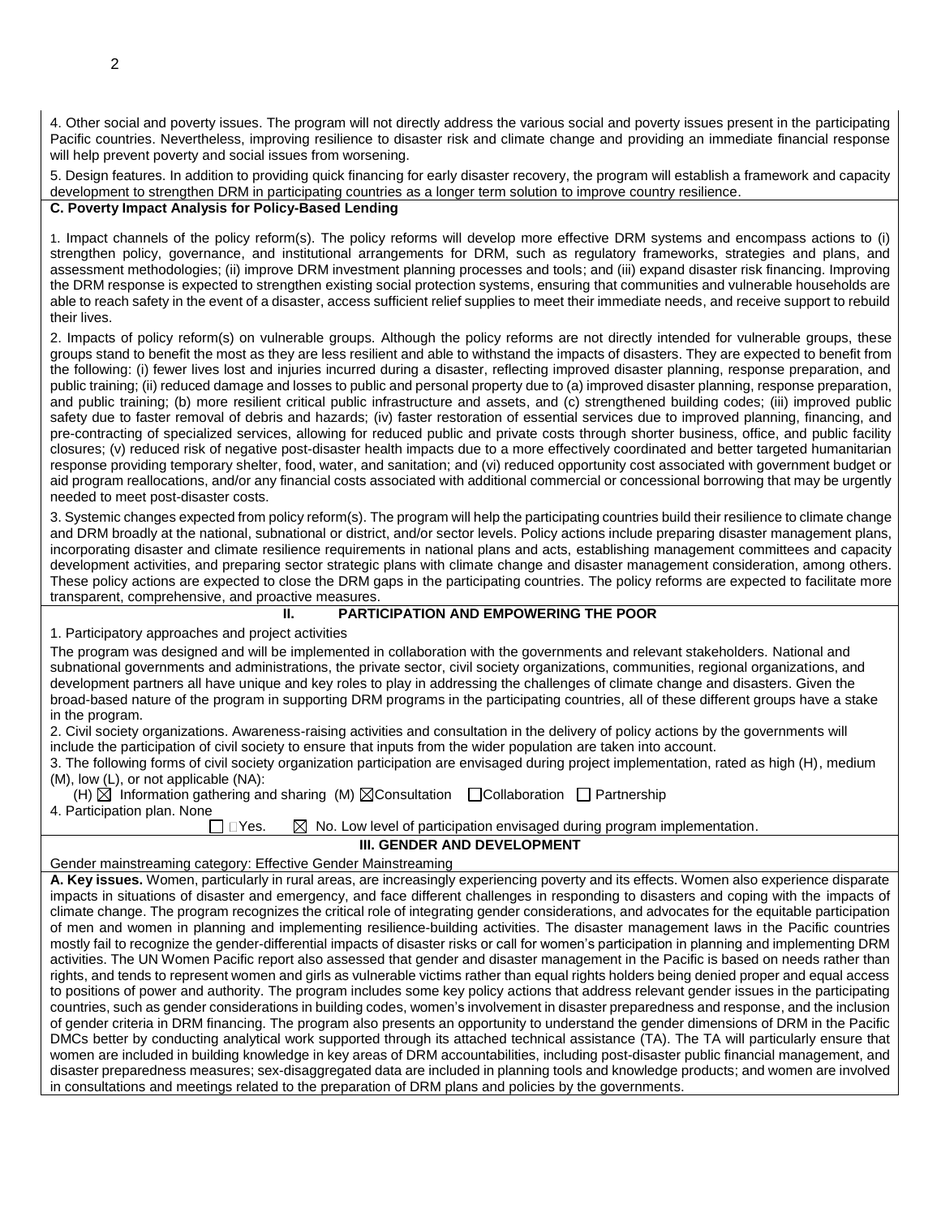4. Other social and poverty issues. The program will not directly address the various social and poverty issues present in the participating Pacific countries. Nevertheless, improving resilience to disaster risk and climate change and providing an immediate financial response will help prevent poverty and social issues from worsening.

5. Design features. In addition to providing quick financing for early disaster recovery, the program will establish a framework and capacity development to strengthen DRM in participating countries as a longer term solution to improve country resilience.

**C. Poverty Impact Analysis for Policy-Based Lending**

1. Impact channels of the policy reform(s). The policy reforms will develop more effective DRM systems and encompass actions to (i) strengthen policy, governance, and institutional arrangements for DRM, such as regulatory frameworks, strategies and plans, and assessment methodologies; (ii) improve DRM investment planning processes and tools; and (iii) expand disaster risk financing. Improving the DRM response is expected to strengthen existing social protection systems, ensuring that communities and vulnerable households are able to reach safety in the event of a disaster, access sufficient relief supplies to meet their immediate needs, and receive support to rebuild their lives.

2. Impacts of policy reform(s) on vulnerable groups. Although the policy reforms are not directly intended for vulnerable groups, these groups stand to benefit the most as they are less resilient and able to withstand the impacts of disasters. They are expected to benefit from the following: (i) fewer lives lost and injuries incurred during a disaster, reflecting improved disaster planning, response preparation, and public training; (ii) reduced damage and losses to public and personal property due to (a) improved disaster planning, response preparation, and public training; (b) more resilient critical public infrastructure and assets, and (c) strengthened building codes; (iii) improved public safety due to faster removal of debris and hazards; (iv) faster restoration of essential services due to improved planning, financing, and pre-contracting of specialized services, allowing for reduced public and private costs through shorter business, office, and public facility closures; (v) reduced risk of negative post-disaster health impacts due to a more effectively coordinated and better targeted humanitarian response providing temporary shelter, food, water, and sanitation; and (vi) reduced opportunity cost associated with government budget or aid program reallocations, and/or any financial costs associated with additional commercial or concessional borrowing that may be urgently needed to meet post-disaster costs.

3. Systemic changes expected from policy reform(s). The program will help the participating countries build their resilience to climate change and DRM broadly at the national, subnational or district, and/or sector levels. Policy actions include preparing disaster management plans, incorporating disaster and climate resilience requirements in national plans and acts, establishing management committees and capacity development activities, and preparing sector strategic plans with climate change and disaster management consideration, among others. These policy actions are expected to close the DRM gaps in the participating countries. The policy reforms are expected to facilitate more transparent, comprehensive, and proactive measures.

## II. PARTICIPATION AND EMPOWERING THE POOR

1. Participatory approaches and project activities

The program was designed and will be implemented in collaboration with the governments and relevant stakeholders. National and subnational governments and administrations, the private sector, civil society organizations, communities, regional organizations, and development partners all have unique and key roles to play in addressing the challenges of climate change and disasters. Given the broad-based nature of the program in supporting DRM programs in the participating countries, all of these different groups have a stake in the program.

2. Civil society organizations. Awareness-raising activities and consultation in the delivery of policy actions by the governments will include the participation of civil society to ensure that inputs from the wider population are taken into account.

3. The following forms of civil society organization participation are envisaged during project implementation, rated as high (H), medium (M), low (L), or not applicable (NA):

(H) ☒ Information gathering and sharing (M) ☒Consultation ☐Collaboration ☐ Partnership

4. Participation plan. None

☐ Yes. ☒ No. Low level of participation envisaged during program implementation.

## III. GENDER AND DEVELOPMENT

Gender mainstreaming category: Effective Gender Mainstreaming

**A. Key issues.** Women, particularly in rural areas, are increasingly experiencing poverty and its effects. Women also experience disparate impacts in situations of disaster and emergency, and face different challenges in responding to disasters and coping with the impacts of climate change. The program recognizes the critical role of integrating gender considerations, and advocates for the equitable participation of men and women in planning and implementing resilience-building activities. The disaster management laws in the Pacific countries mostly fail to recognize the gender-differential impacts of disaster risks or call for women's participation in planning and implementing DRM activities. The UN Women Pacific report also assessed that gender and disaster management in the Pacific is based on needs rather than rights, and tends to represent women and girls as vulnerable victims rather than equal rights holders being denied proper and equal access to positions of power and authority. The program includes some key policy actions that address relevant gender issues in the participating countries, such as gender considerations in building codes, women's involvement in disaster preparedness and response, and the inclusion of gender criteria in DRM financing. The program also presents an opportunity to understand the gender dimensions of DRM in the Pacific DMCs better by conducting analytical work supported through its attached technical assistance (TA). The TA will particularly ensure that women are included in building knowledge in key areas of DRM accountabilities, including post-disaster public financial management, and disaster preparedness measures; sex-disaggregated data are included in planning tools and knowledge products; and women are involved in consultations and meetings related to the preparation of DRM plans and policies by the governments.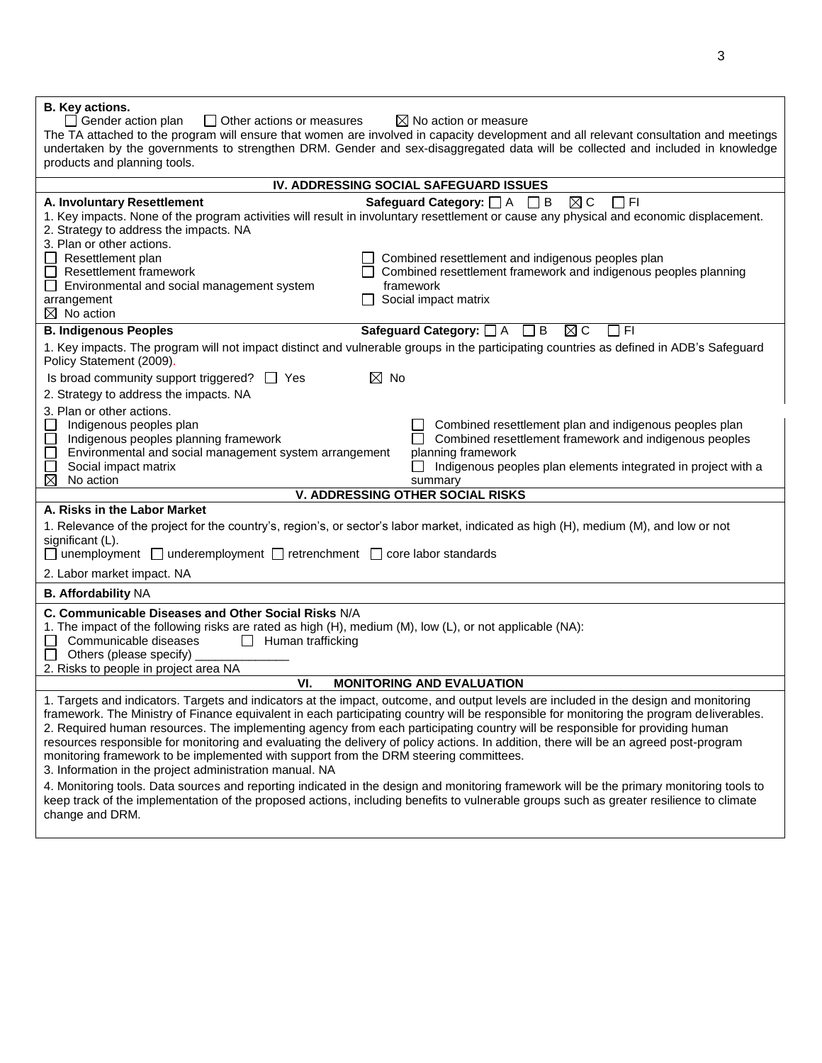**B. Key actions.**

☐ Gender action plan ☐ Other actions or measures ☒ No action or measure

The TA attached to the program will ensure that women are involved in capacity development and all relevant consultation and meetings undertaken by the governments to strengthen DRM. Gender and sex-disaggregated data will be collected and included in knowledge products and planning tools.

## IV. ADDRESSING SOCIAL SAFEGUARD ISSUES

**A. Involuntary Resettlement** **Safeguard Category:** ☐ A ☐ B ☒ C ☐ FI

1. Key impacts. None of the program activities will result in involuntary resettlement or cause any physical and economic displacement.
2. Strategy to address the impacts. NA
3. Plan or other actions.

☐ Resettlement plan
☐ Resettlement framework
☐ Environmental and social management system arrangement
☒ No action
☐ Combined resettlement and indigenous peoples plan
☐ Combined resettlement framework and indigenous peoples planning framework
☐ Social impact matrix

**B. Indigenous Peoples** **Safeguard Category:** ☐ A ☐ B ☒ C ☐ FI

1. Key impacts. The program will not impact distinct and vulnerable groups in the participating countries as defined in ADB's Safeguard Policy Statement (2009).

Is broad community support triggered? ☐ Yes ☒ No

2. Strategy to address the impacts. NA
3. Plan or other actions.

☐ Indigenous peoples plan
☐ Indigenous peoples planning framework
☐ Environmental and social management system arrangement
☐ Social impact matrix
☒ No action
☐ Combined resettlement plan and indigenous peoples plan
☐ Combined resettlement framework and indigenous peoples planning framework
☐ Indigenous peoples plan elements integrated in project with a summary

## V. ADDRESSING OTHER SOCIAL RISKS

**A. Risks in the Labor Market**

1. Relevance of the project for the country's, region's, or sector's labor market, indicated as high (H), medium (M), and low or not significant (L).

☐ unemployment ☐ underemployment ☐ retrenchment ☐ core labor standards

2. Labor market impact. NA

**B. Affordability** NA

**C. Communicable Diseases and Other Social Risks** N/A

1. The impact of the following risks are rated as high (H), medium (M), low (L), or not applicable (NA):

☐ Communicable diseases ☐ Human trafficking
☐ Others (please specify) ______________

2. Risks to people in project area NA

## VI. MONITORING AND EVALUATION

1. Targets and indicators. Targets and indicators at the impact, outcome, and output levels are included in the design and monitoring framework. The Ministry of Finance equivalent in each participating country will be responsible for monitoring the program deliverables.
2. Required human resources. The implementing agency from each participating country will be responsible for providing human resources responsible for monitoring and evaluating the delivery of policy actions. In addition, there will be an agreed post-program monitoring framework to be implemented with support from the DRM steering committees.
3. Information in the project administration manual. NA
4. Monitoring tools. Data sources and reporting indicated in the design and monitoring framework will be the primary monitoring tools to keep track of the implementation of the proposed actions, including benefits to vulnerable groups such as greater resilience to climate change and DRM.